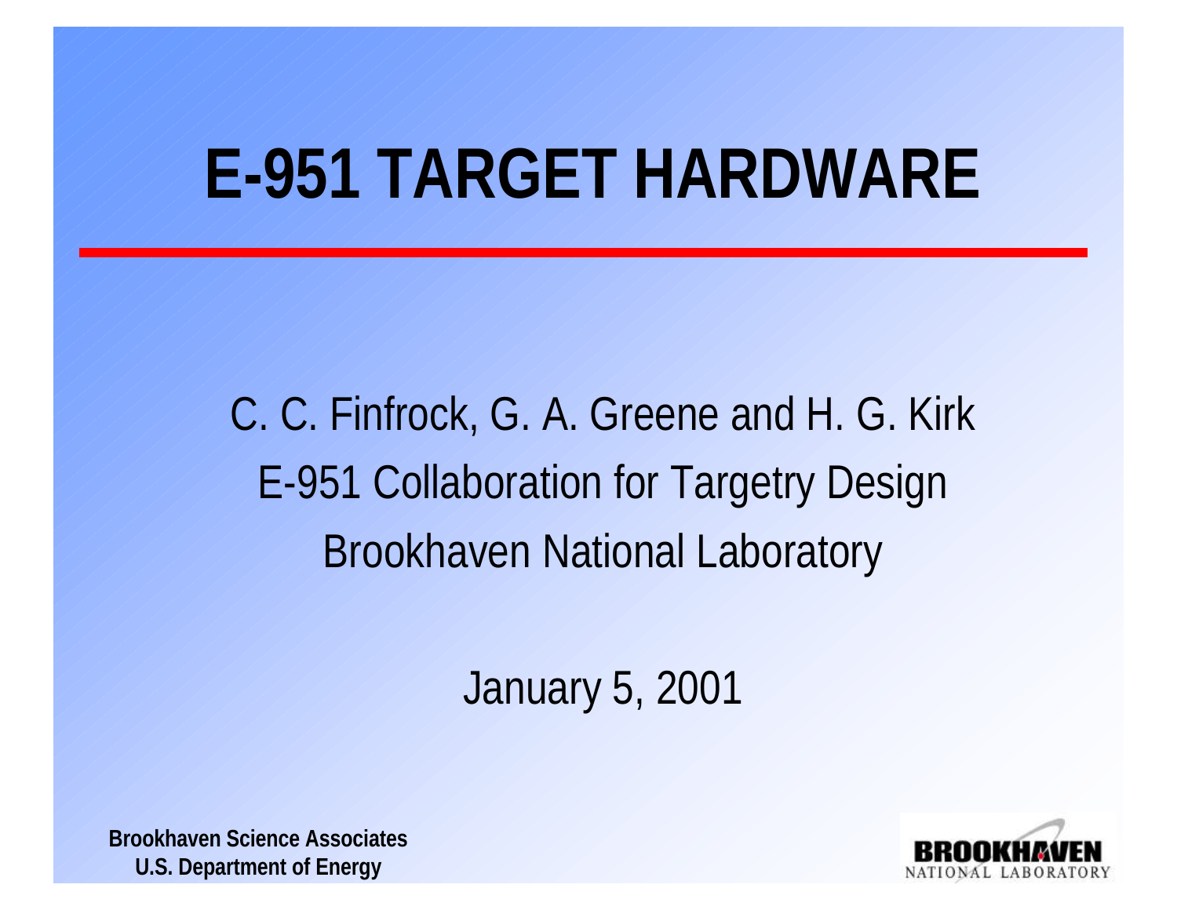# E-951 TARGET HARDWARE

C. C. Finfrock, G. A. Greene and H. G. Kirk

E-951 Collaboration for Targetry Design

Brookhaven National Laboratory

January 5, 2001

**Brookhaven Science Associates**
**U.S. Department of Energy**

BROOKHAVEN NATIONAL LABORATORY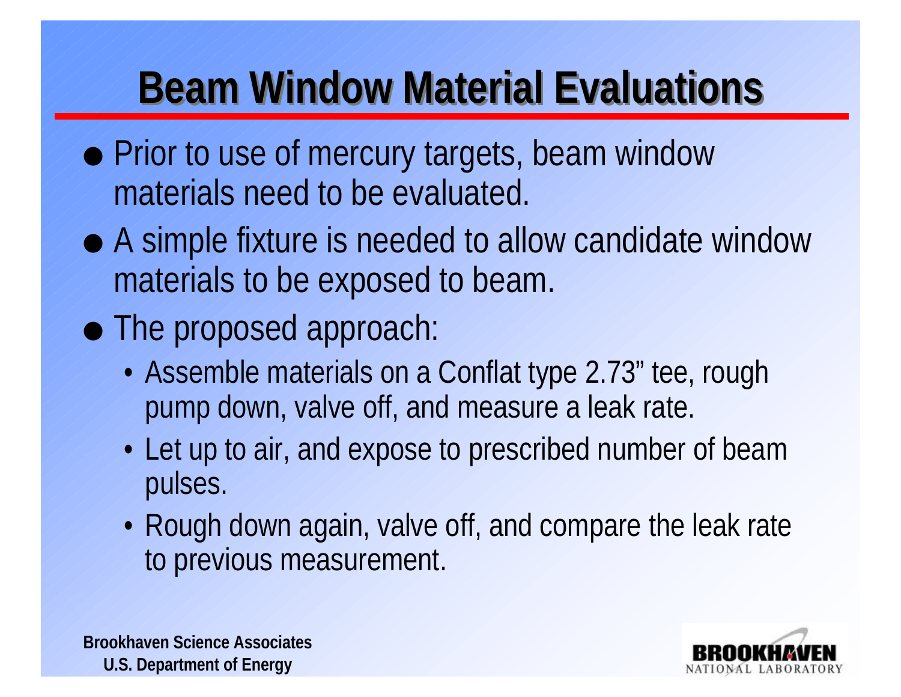# Beam Window Material Evaluations

- Prior to use of mercury targets, beam window materials need to be evaluated.
- A simple fixture is needed to allow candidate window materials to be exposed to beam.
- The proposed approach:
  - Assemble materials on a Conflat type 2.73" tee, rough pump down, valve off, and measure a leak rate.
  - Let up to air, and expose to prescribed number of beam pulses.
  - Rough down again, valve off, and compare the leak rate to previous measurement.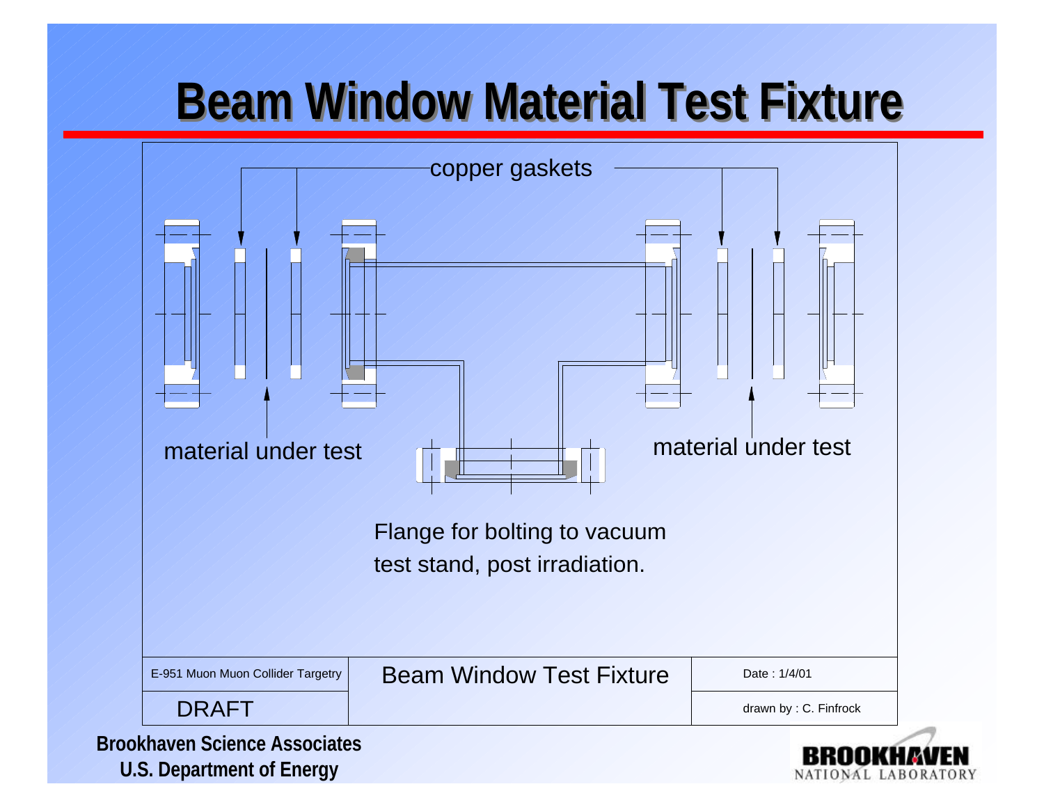# Beam Window Material Test Fixture

copper gaskets

material under test

material under test

Flange for bolting to vacuum test stand, post irradiation.

| E-951 Muon Muon Collider Targetry | Beam Window Test Fixture | Date : 1/4/01 |
| --- | --- | --- |
| DRAFT | | drawn by : C. Finfrock |

Brookhaven Science Associates
U.S. Department of Energy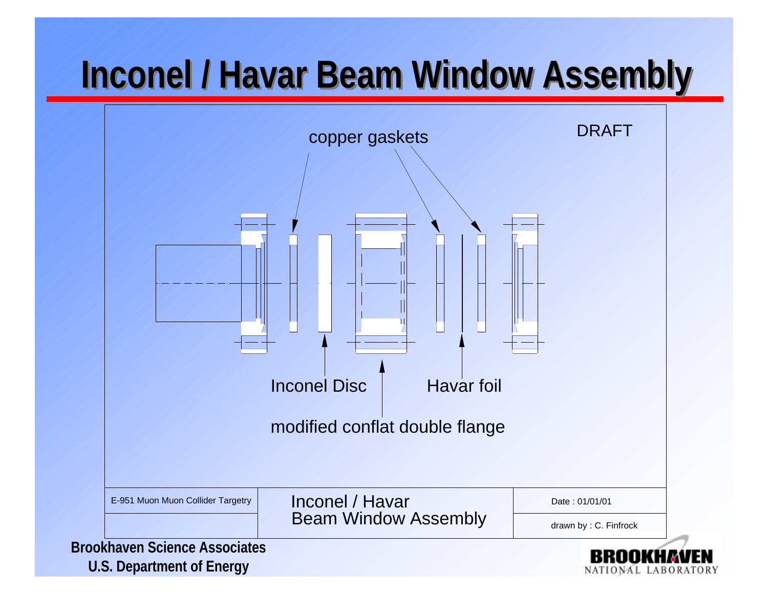# Inconel / Havar Beam Window Assembly

DRAFT

copper gaskets

Inconel Disc

Havar foil

modified conflat double flange

| E-951 Muon Muon Collider Targetry | Inconel / Havar Beam Window Assembly | Date : 01/01/01 |
|---|---|---|
| | | drawn by : C. Finfrock |

Brookhaven Science Associates
U.S. Department of Energy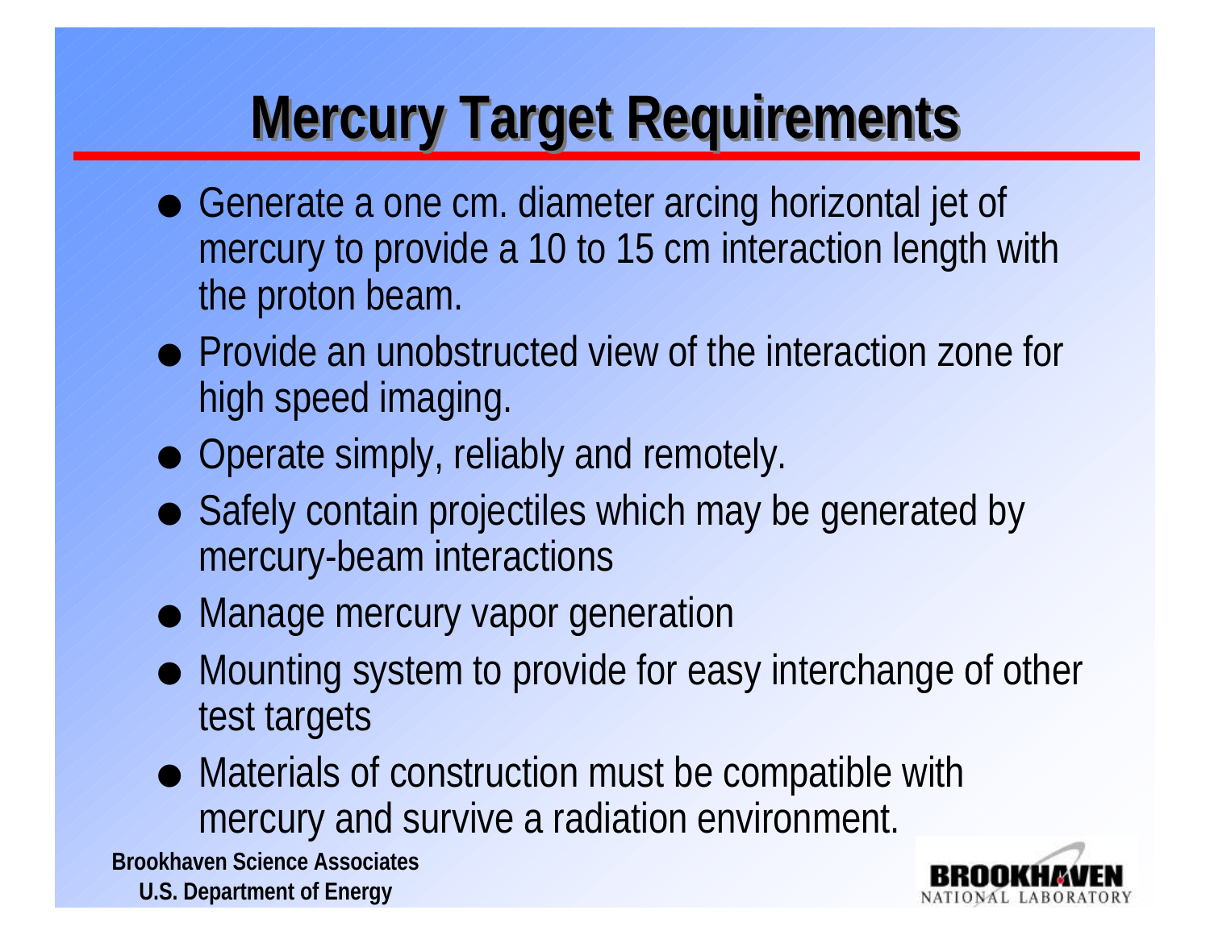# Mercury Target Requirements

- Generate a one cm. diameter arcing horizontal jet of mercury to provide a 10 to 15 cm interaction length with the proton beam.
- Provide an unobstructed view of the interaction zone for high speed imaging.
- Operate simply, reliably and remotely.
- Safely contain projectiles which may be generated by mercury-beam interactions
- Manage mercury vapor generation
- Mounting system to provide for easy interchange of other test targets
- Materials of construction must be compatible with mercury and survive a radiation environment.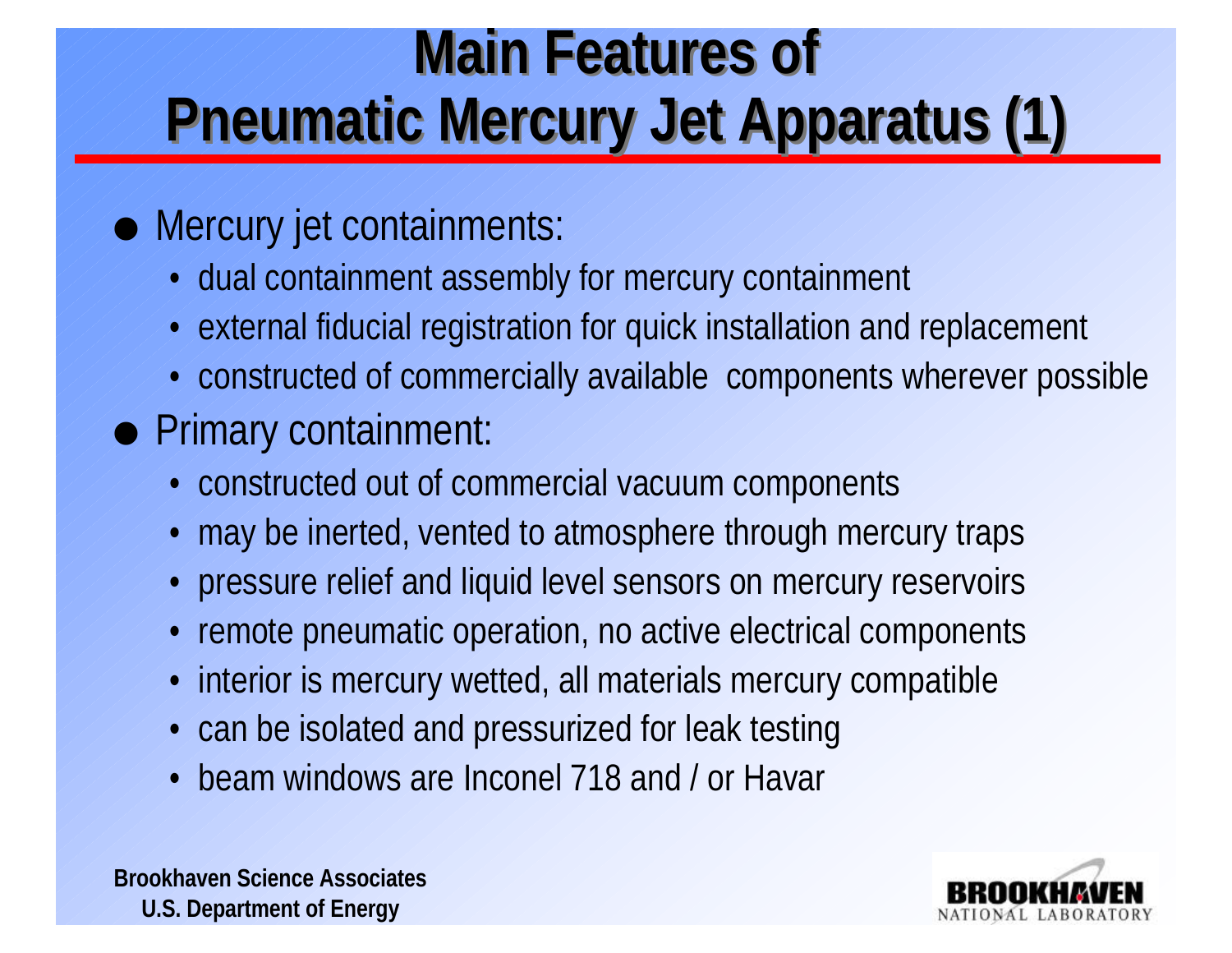# Main Features of Pneumatic Mercury Jet Apparatus (1)

- Mercury jet containments:
  - dual containment assembly for mercury containment
  - external fiducial registration for quick installation and replacement
  - constructed of commercially available components wherever possible
- Primary containment:
  - constructed out of commercial vacuum components
  - may be inerted, vented to atmosphere through mercury traps
  - pressure relief and liquid level sensors on mercury reservoirs
  - remote pneumatic operation, no active electrical components
  - interior is mercury wetted, all materials mercury compatible
  - can be isolated and pressurized for leak testing
  - beam windows are Inconel 718 and / or Havar

**Brookhaven Science Associates**
**U.S. Department of Energy**

BROOKHAVEN NATIONAL LABORATORY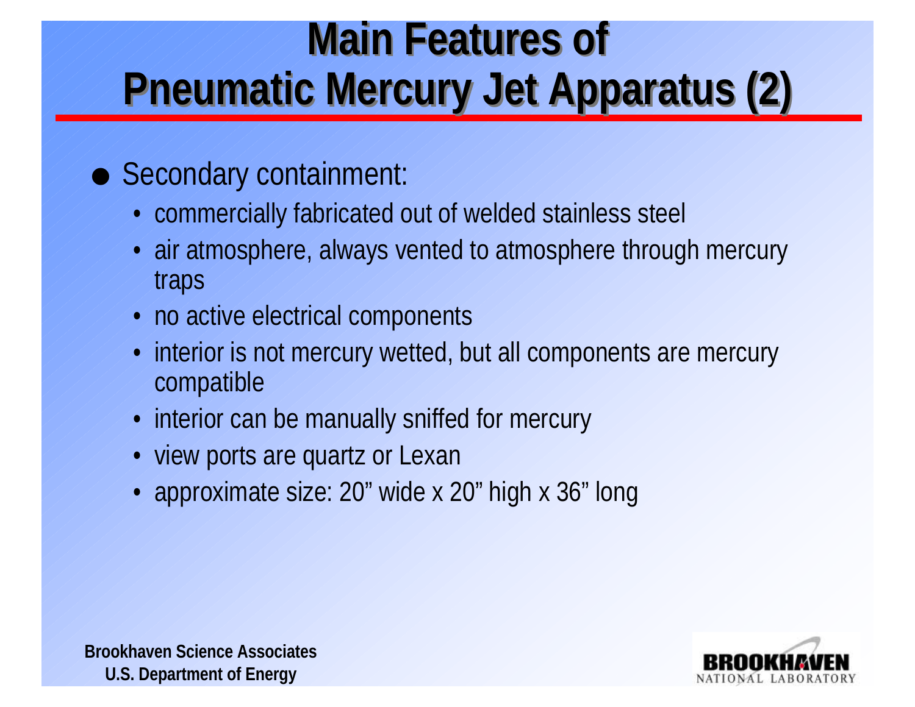# Main Features of Pneumatic Mercury Jet Apparatus (2)

- Secondary containment:
  - commercially fabricated out of welded stainless steel
  - air atmosphere, always vented to atmosphere through mercury traps
  - no active electrical components
  - interior is not mercury wetted, but all components are mercury compatible
  - interior can be manually sniffed for mercury
  - view ports are quartz or Lexan
  - approximate size: 20" wide x 20" high x 36" long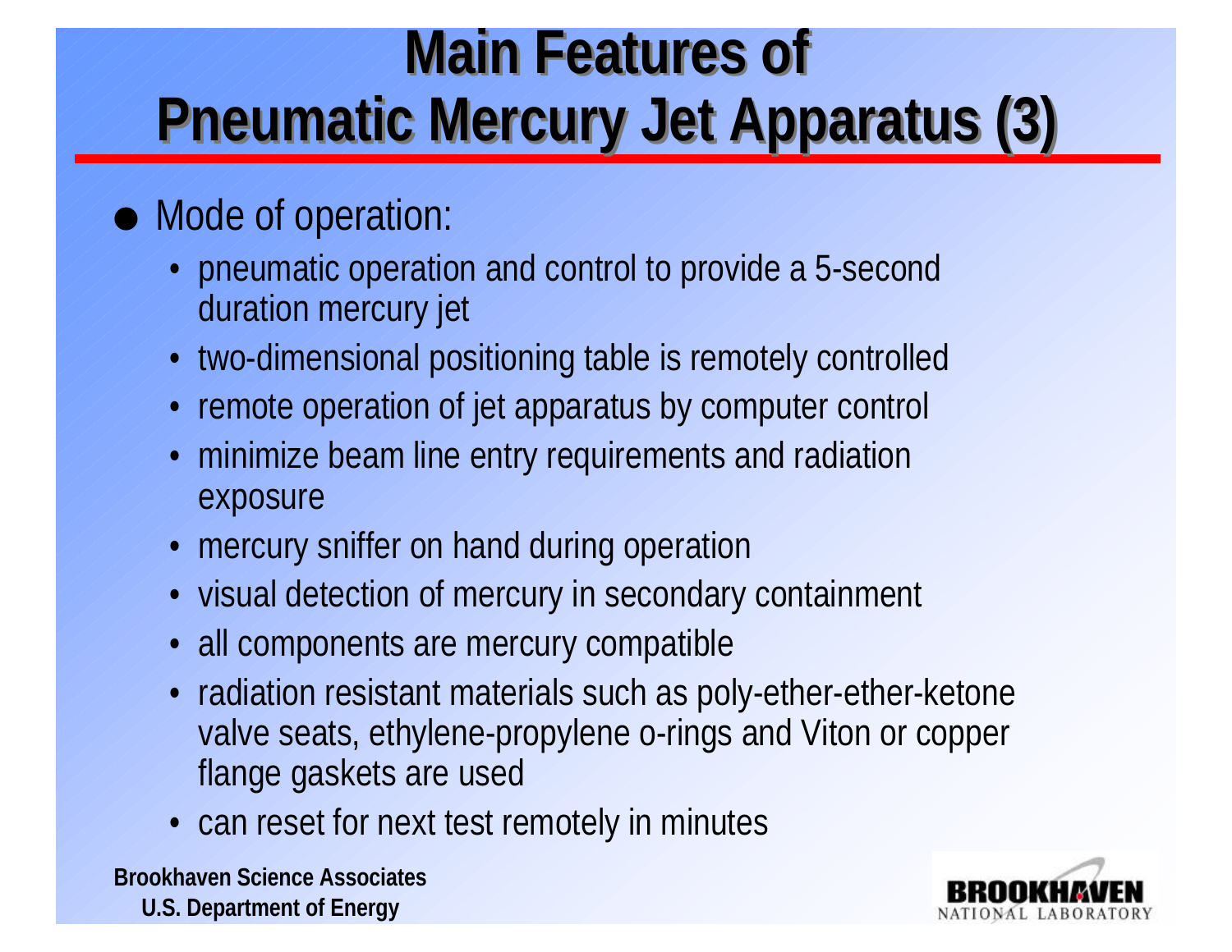# Main Features of Pneumatic Mercury Jet Apparatus (3)

- Mode of operation:
  - pneumatic operation and control to provide a 5-second duration mercury jet
  - two-dimensional positioning table is remotely controlled
  - remote operation of jet apparatus by computer control
  - minimize beam line entry requirements and radiation exposure
  - mercury sniffer on hand during operation
  - visual detection of mercury in secondary containment
  - all components are mercury compatible
  - radiation resistant materials such as poly-ether-ether-ketone valve seats, ethylene-propylene o-rings and Viton or copper flange gaskets are used
  - can reset for next test remotely in minutes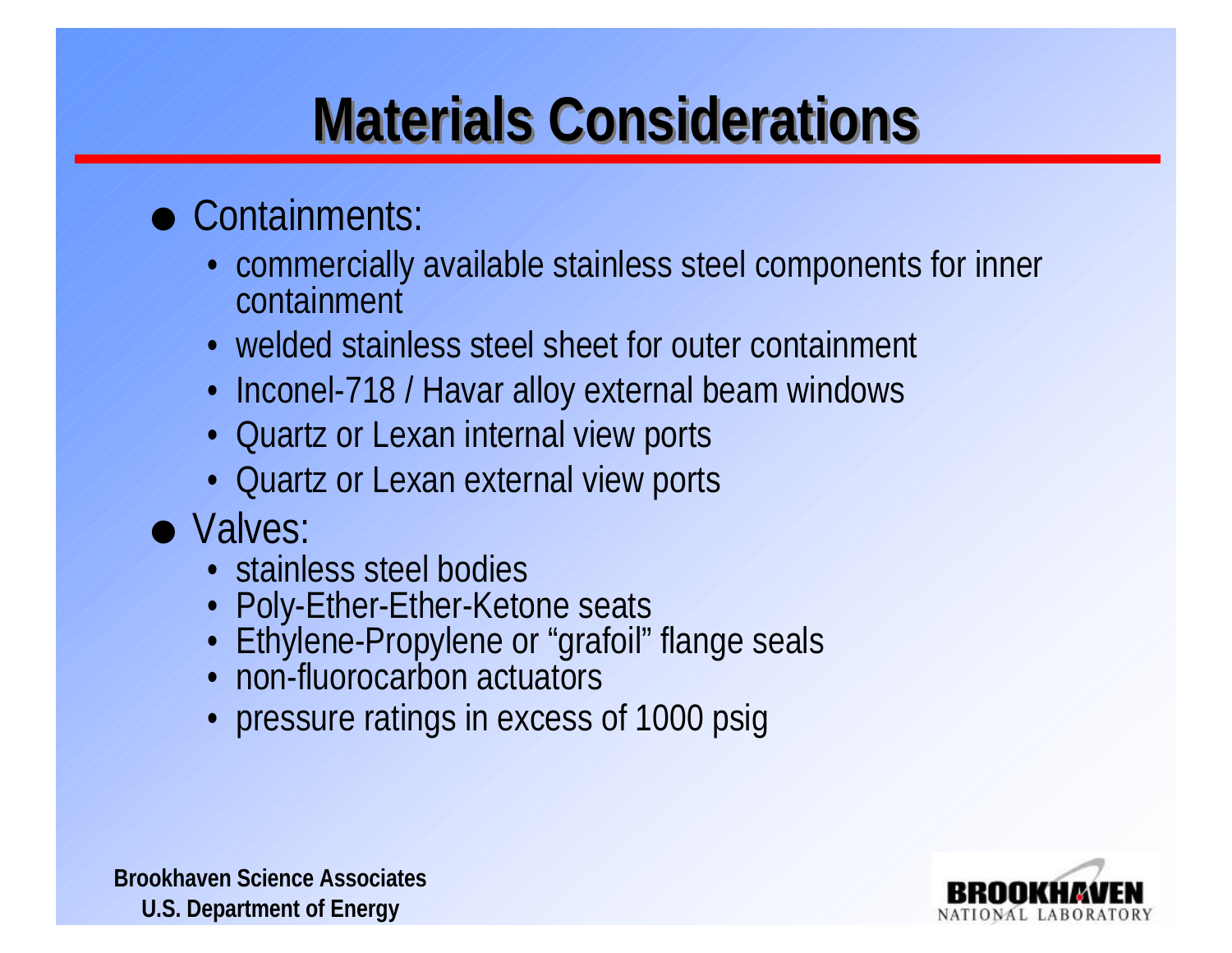# Materials Considerations

- Containments:
  - commercially available stainless steel components for inner containment
  - welded stainless steel sheet for outer containment
  - Inconel-718 / Havar alloy external beam windows
  - Quartz or Lexan internal view ports
  - Quartz or Lexan external view ports
- Valves:
  - stainless steel bodies
  - Poly-Ether-Ether-Ketone seats
  - Ethylene-Propylene or “grafoil” flange seals
  - non-fluorocarbon actuators
  - pressure ratings in excess of 1000 psig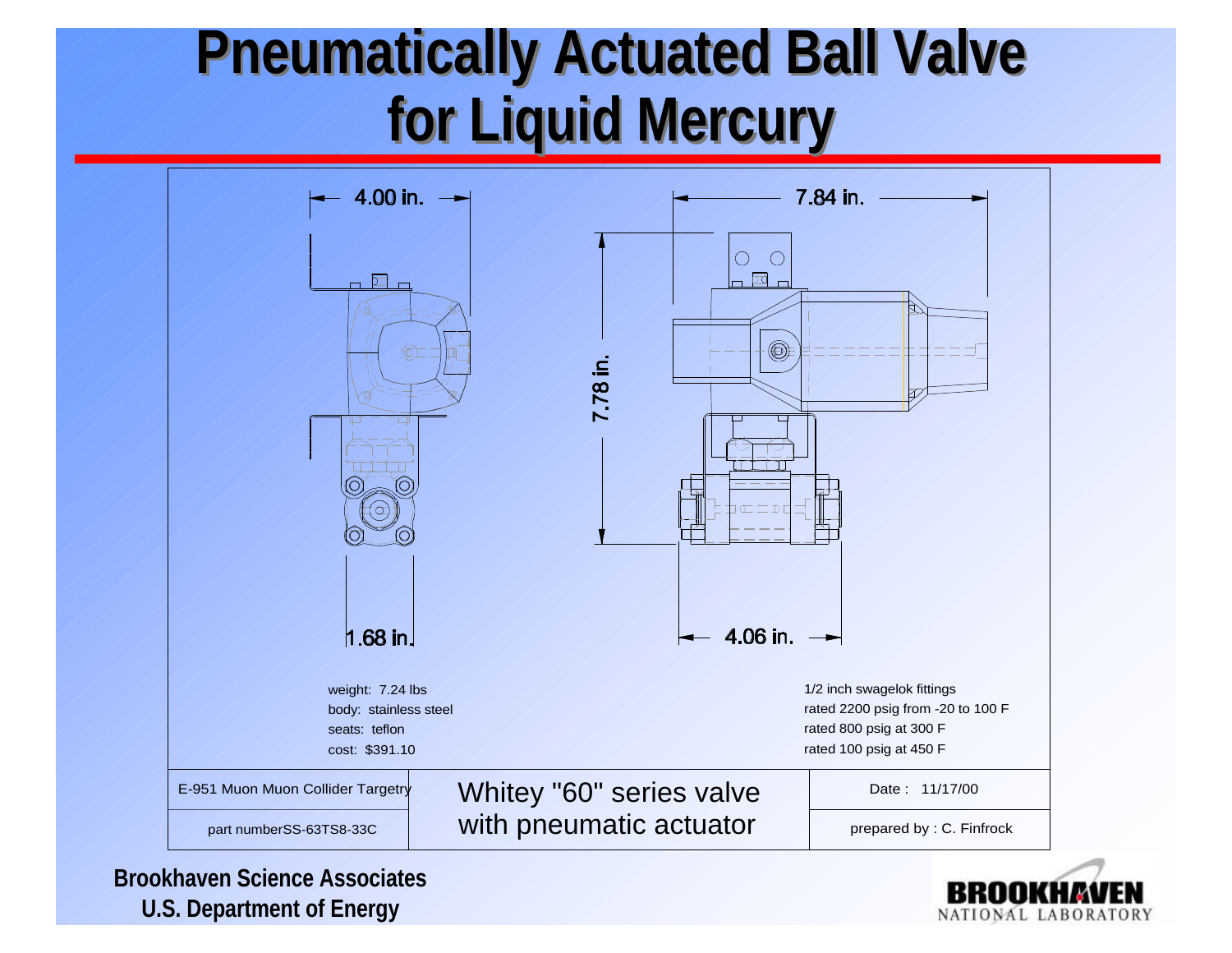# Pneumatically Actuated Ball Valve for Liquid Mercury

4.00 in.

7.84 in.

7.78 in.

1.68 in.

4.06 in.

weight: 7.24 lbs
body: stainless steel
seats: teflon
cost: $391.10

1/2 inch swagelok fittings
rated 2200 psig from -20 to 100 F
rated 800 psig at 300 F
rated 100 psig at 450 F

| E-951 Muon Muon Collider Targetry | Whitey "60" series valve with pneumatic actuator | Date : 11/17/00 |
|---|---|---|
| part numberSS-63TS8-33C | | prepared by : C. Finfrock |

Brookhaven Science Associates
U.S. Department of Energy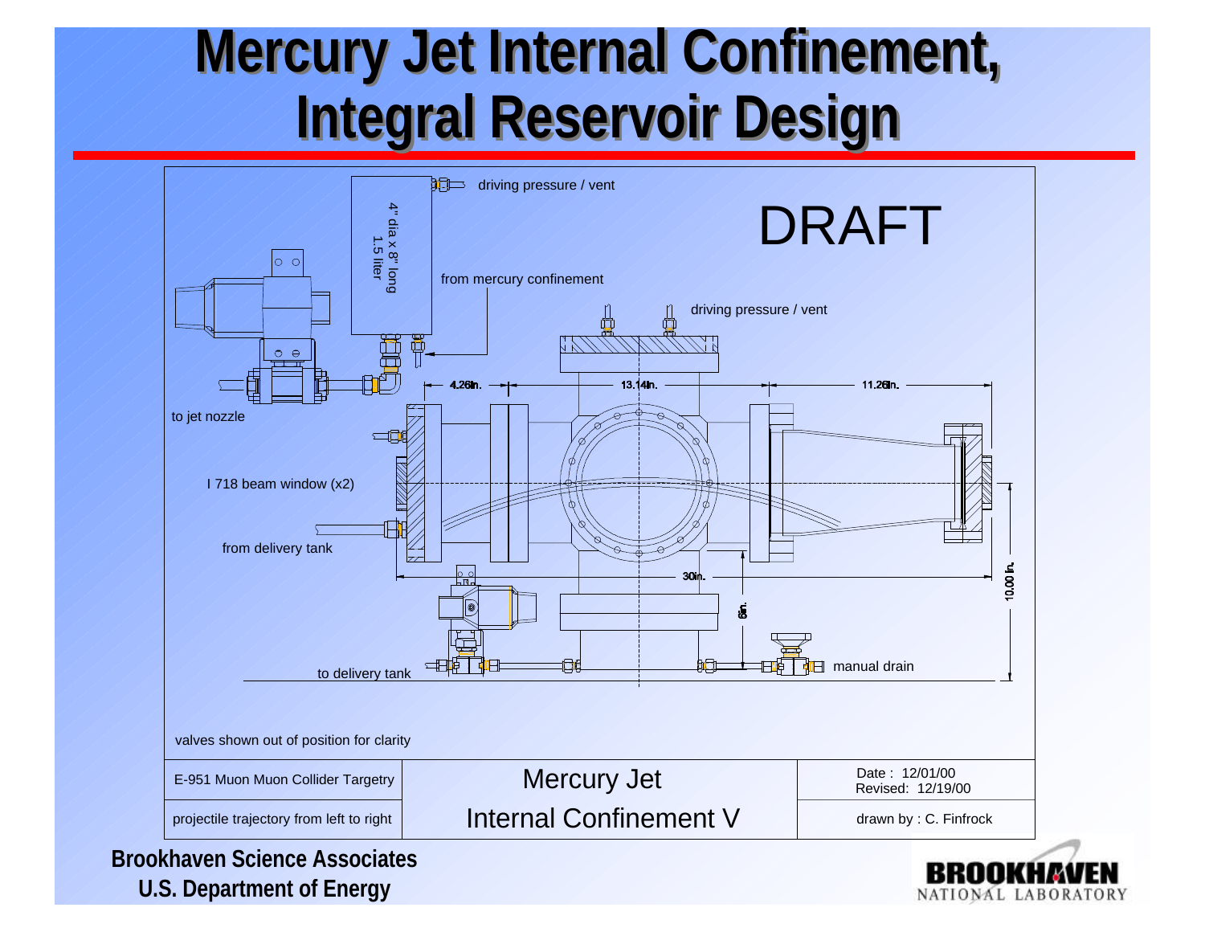# Mercury Jet Internal Confinement, Integral Reservoir Design

driving pressure / vent

DRAFT

4" dia x 8" long
1.5 liter

from mercury confinement

driving pressure / vent

4.26in.

13.14in.

11.26in.

to jet nozzle

I 718 beam window (x2)

from delivery tank

30in.

10.00 in.

6in.

to delivery tank

manual drain

valves shown out of position for clarity

| E-951 Muon Muon Collider Targetry | Mercury Jet | Date : 12/01/00 Revised: 12/19/00 |
|---|---|---|
| projectile trajectory from left to right | Internal Confinement V | drawn by : C. Finfrock |

**Brookhaven Science Associates**
**U.S. Department of Energy**

BROOKHAVEN NATIONAL LABORATORY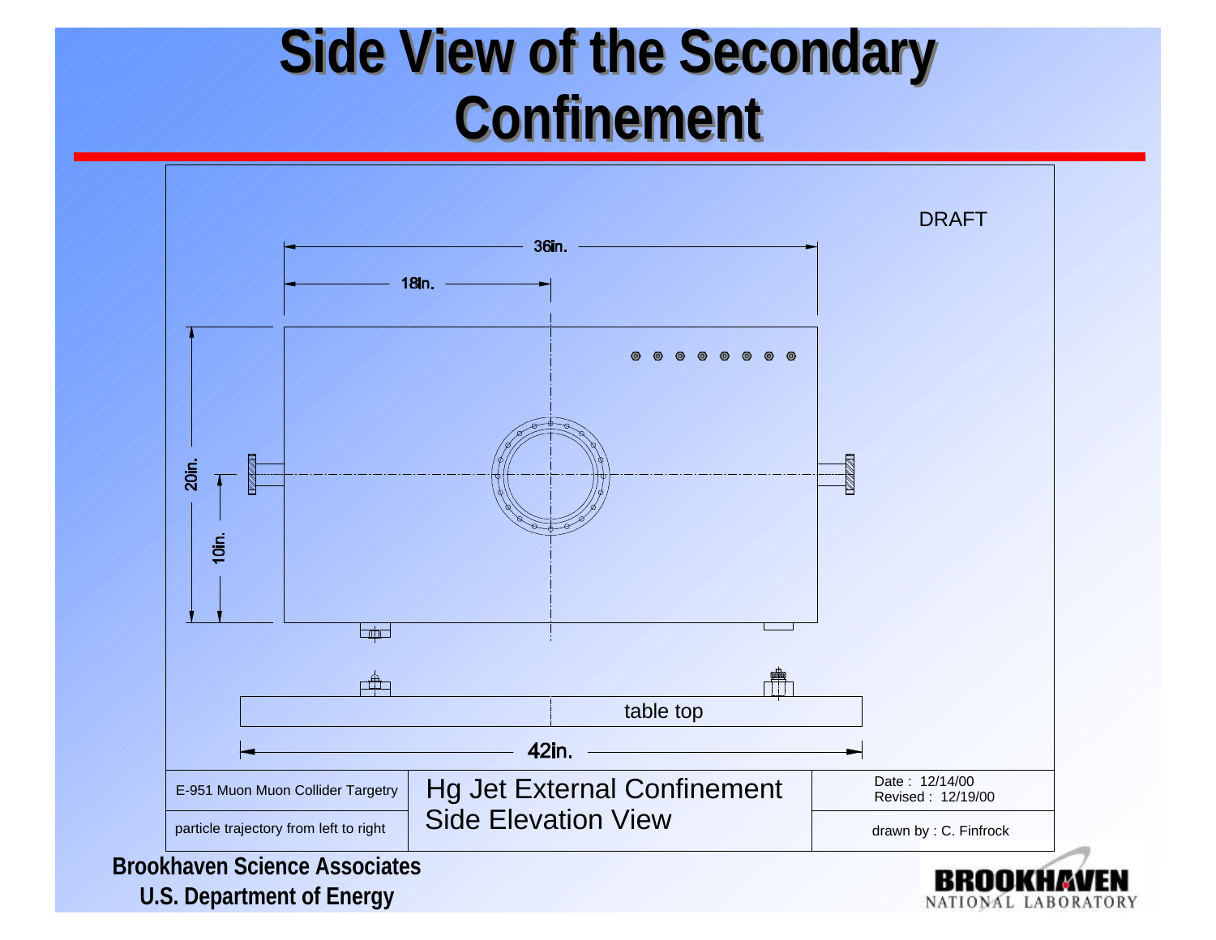# Side View of the Secondary Confinement

DRAFT

36in.

18In.

20in.

10in.

table top

42in.

| E-951 Muon Muon Collider Targetry | Hg Jet External Confinement Side Elevation View | Date : 12/14/00 Revised : 12/19/00 |
| --- | --- | --- |
| particle trajectory from left to right | | drawn by : C. Finfrock |

**Brookhaven Science Associates**
**U.S. Department of Energy**

BROOKHAVEN NATIONAL LABORATORY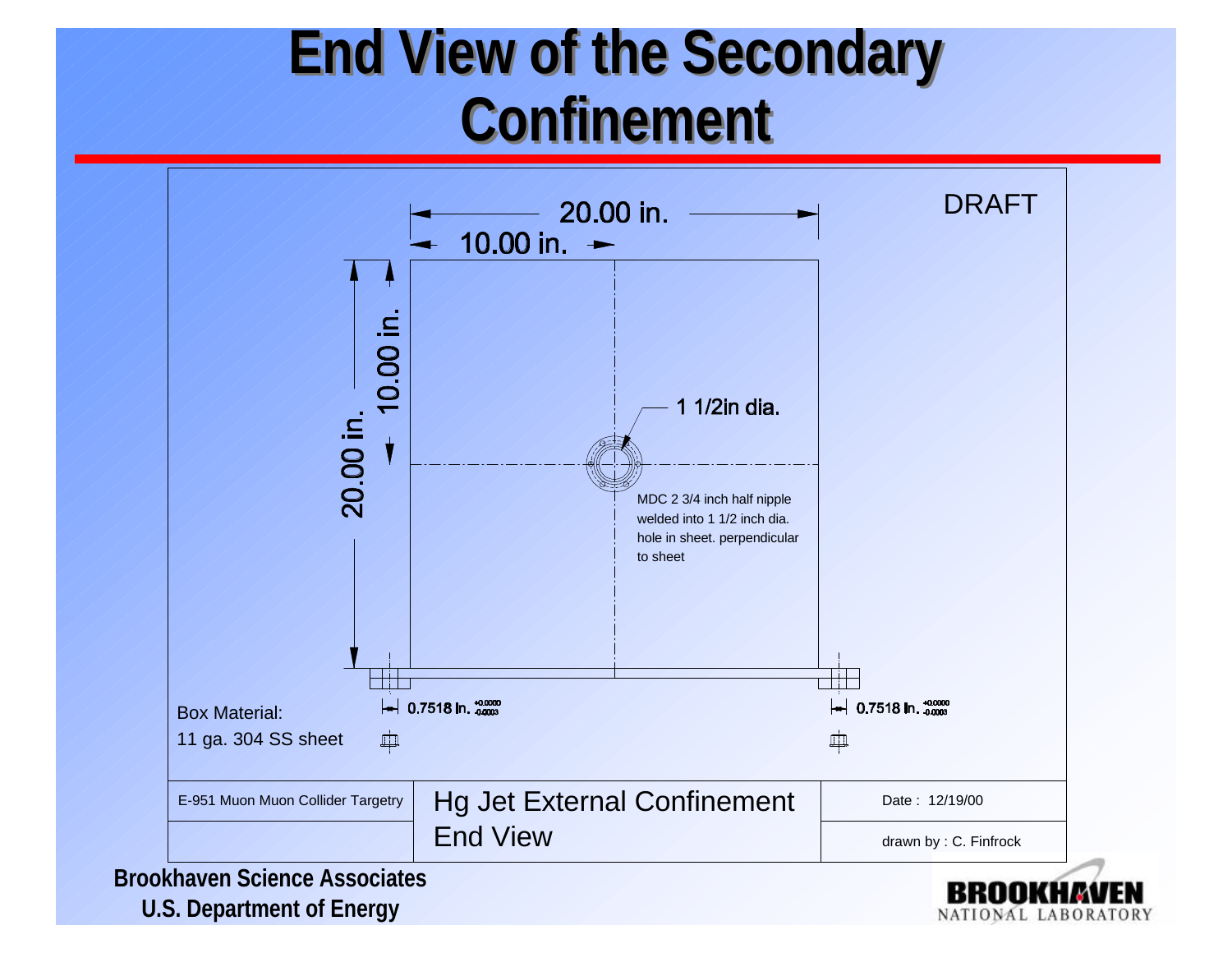# End View of the Secondary Confinement

DRAFT

20.00 in.

10.00 in.

20.00 in.

10.00 in.

1 1/2in dia.

MDC 2 3/4 inch half nipple welded into 1 1/2 inch dia. hole in sheet. perpendicular to sheet

0.7518 in. $^{+0.0000}_{-0.0003}$

0.7518 in. $^{+0.0000}_{-0.0003}$

Box Material:
11 ga. 304 SS sheet

| E-951 Muon Muon Collider Targetry | Hg Jet External Confinement End View | Date : 12/19/00 |
|---|---|---|
| | | drawn by : C. Finfrock |

**Brookhaven Science Associates**
**U.S. Department of Energy**

BROOKHAVEN NATIONAL LABORATORY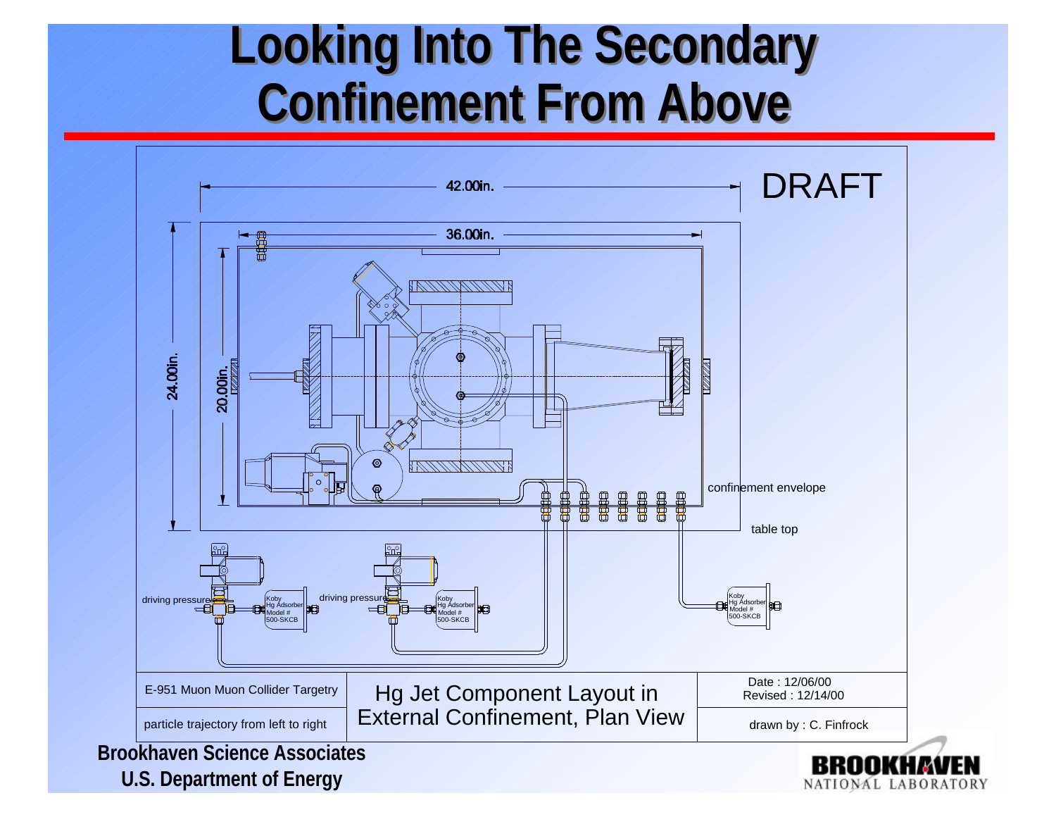# Looking Into The Secondary Confinement From Above

42.00in.

DRAFT

36.00in.

24.00in.

20.00in.

confinement envelope

table top

driving pressure

Koby Hg Adsorber Model # 500-SKCB

driving pressure

Koby Hg Adsorber Model # 500-SKCB

Koby Hg Adsorber Model # 500-SKCB

| E-951 Muon Muon Collider Targetry | Hg Jet Component Layout in External Confinement, Plan View | Date : 12/06/00 Revised : 12/14/00 |
| --- | --- | --- |
| particle trajectory from left to right | | drawn by : C. Finfrock |

**Brookhaven Science Associates**
**U.S. Department of Energy**

BROOKHAVEN NATIONAL LABORATORY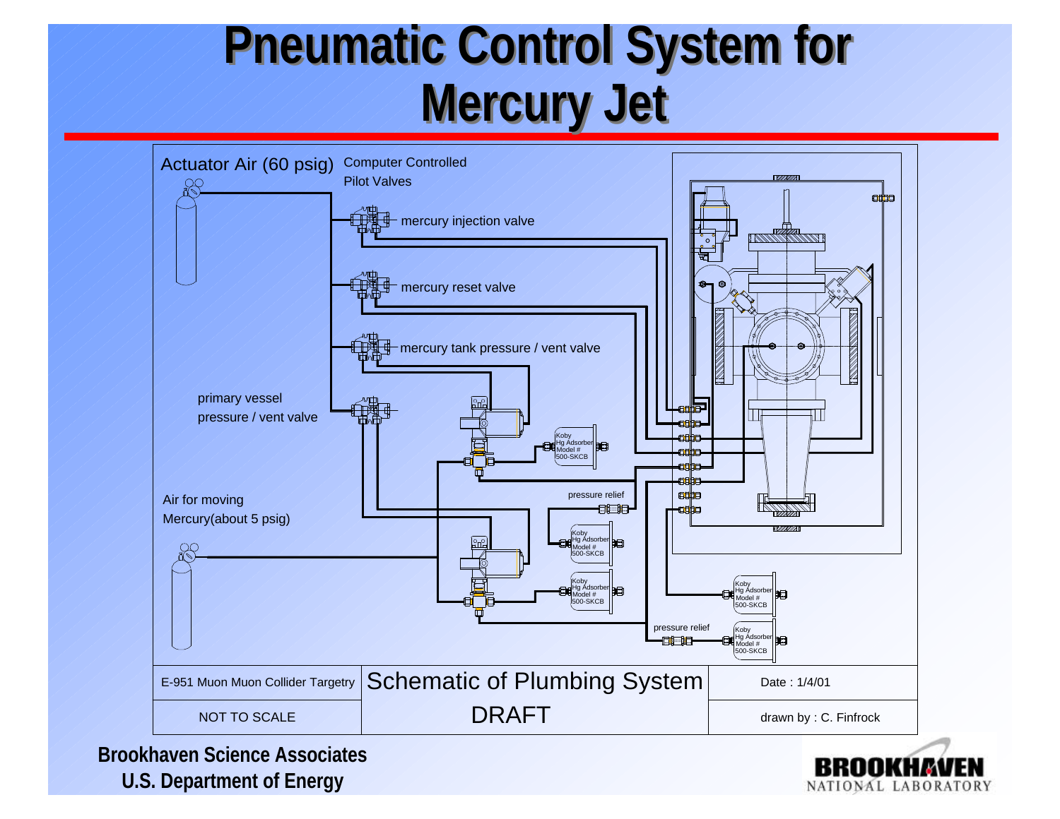# Pneumatic Control System for Mercury Jet

Actuator Air (60 psig)

Computer Controlled Pilot Valves

mercury injection valve

mercury reset valve

mercury tank pressure / vent valve

primary vessel pressure / vent valve

Air for moving Mercury(about 5 psig)

Koby Hg Adsorber Model # 500-SKCB

pressure relief

Koby Hg Adsorber Model # 500-SKCB

Koby Hg Adsorber Model # 500-SKCB

Koby Hg Adsorber Model # 500-SKCB

pressure relief

Koby Hg Adsorber Model # 500-SKCB

| E-951 Muon Muon Collider Targetry | Schematic of Plumbing System | Date : 1/4/01 |
| --- | --- | --- |
| NOT TO SCALE | DRAFT | drawn by : C. Finfrock |

**Brookhaven Science Associates**
**U.S. Department of Energy**

BROOKHAVEN NATIONAL LABORATORY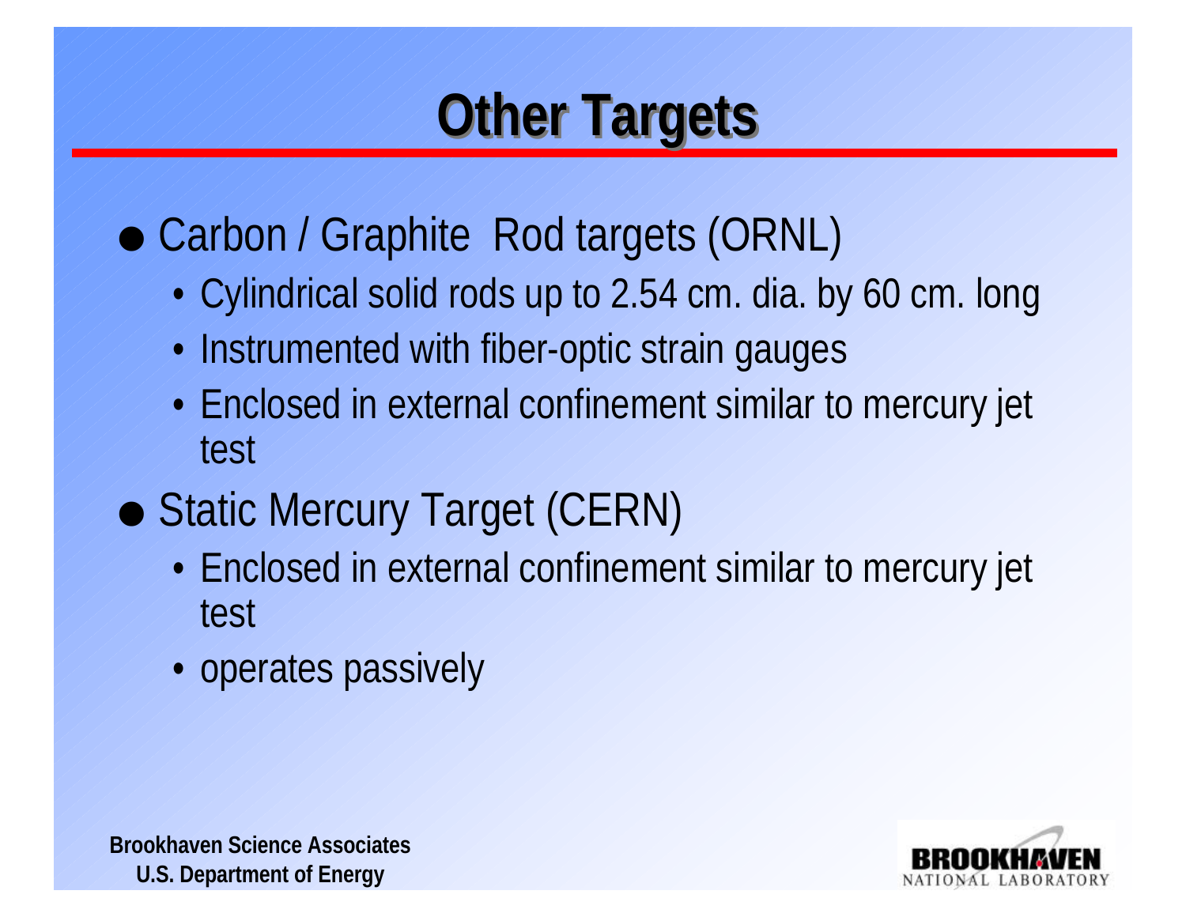# Other Targets

- Carbon / Graphite Rod targets (ORNL)
  - Cylindrical solid rods up to 2.54 cm. dia. by 60 cm. long
  - Instrumented with fiber-optic strain gauges
  - Enclosed in external confinement similar to mercury jet test
- Static Mercury Target (CERN)
  - Enclosed in external confinement similar to mercury jet test
  - operates passively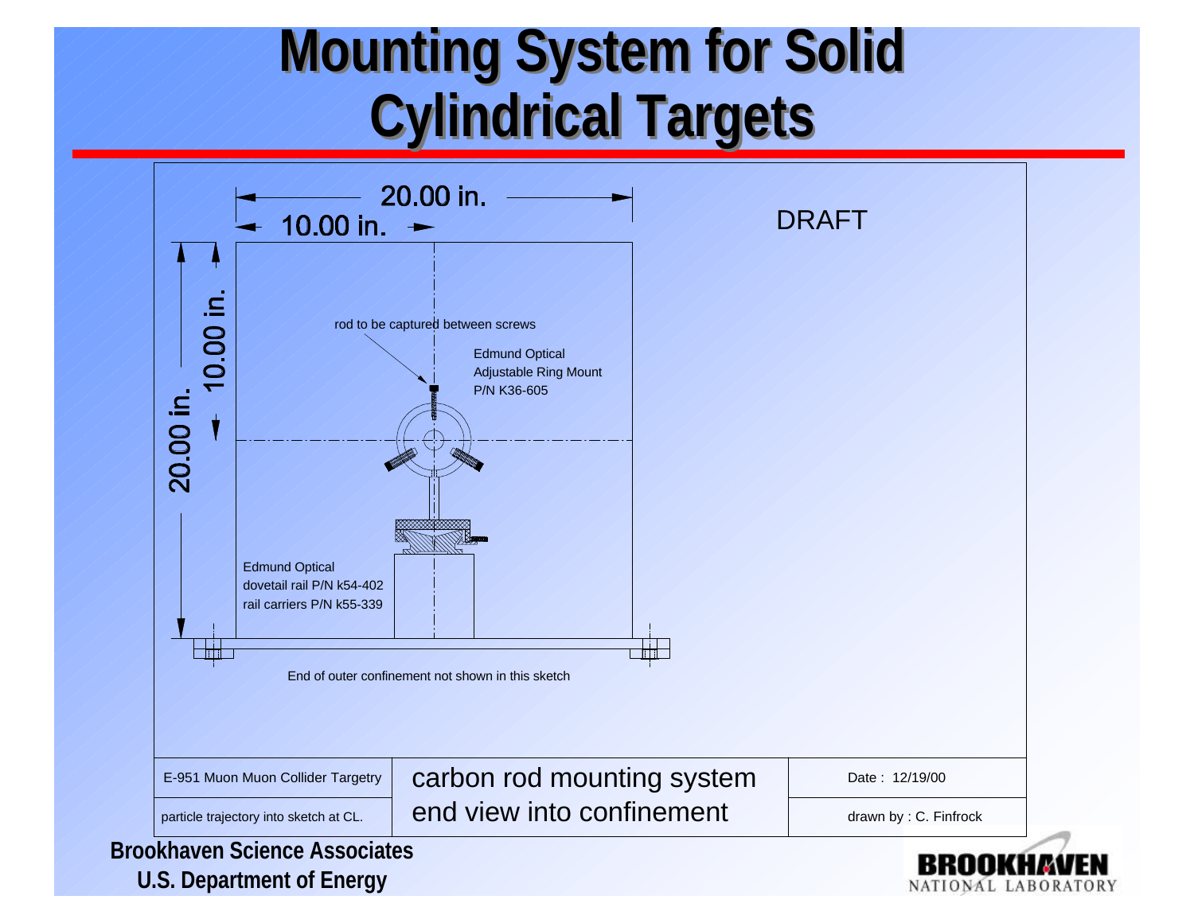# Mounting System for Solid Cylindrical Targets

20.00 in.

10.00 in.

DRAFT

20.00 in.

10.00 in.

rod to be captured between screws

Edmund Optical
Adjustable Ring Mount
P/N K36-605

Edmund Optical
dovetail rail P/N k54-402
rail carriers P/N k55-339

End of outer confinement not shown in this sketch

| E-951 Muon Muon Collider Targetry | carbon rod mounting system | Date : 12/19/00 |
|---|---|---|
| particle trajectory into sketch at CL. | end view into confinement | drawn by : C. Finfrock |

**Brookhaven Science Associates**
**U.S. Department of Energy**

BROOKHAVEN NATIONAL LABORATORY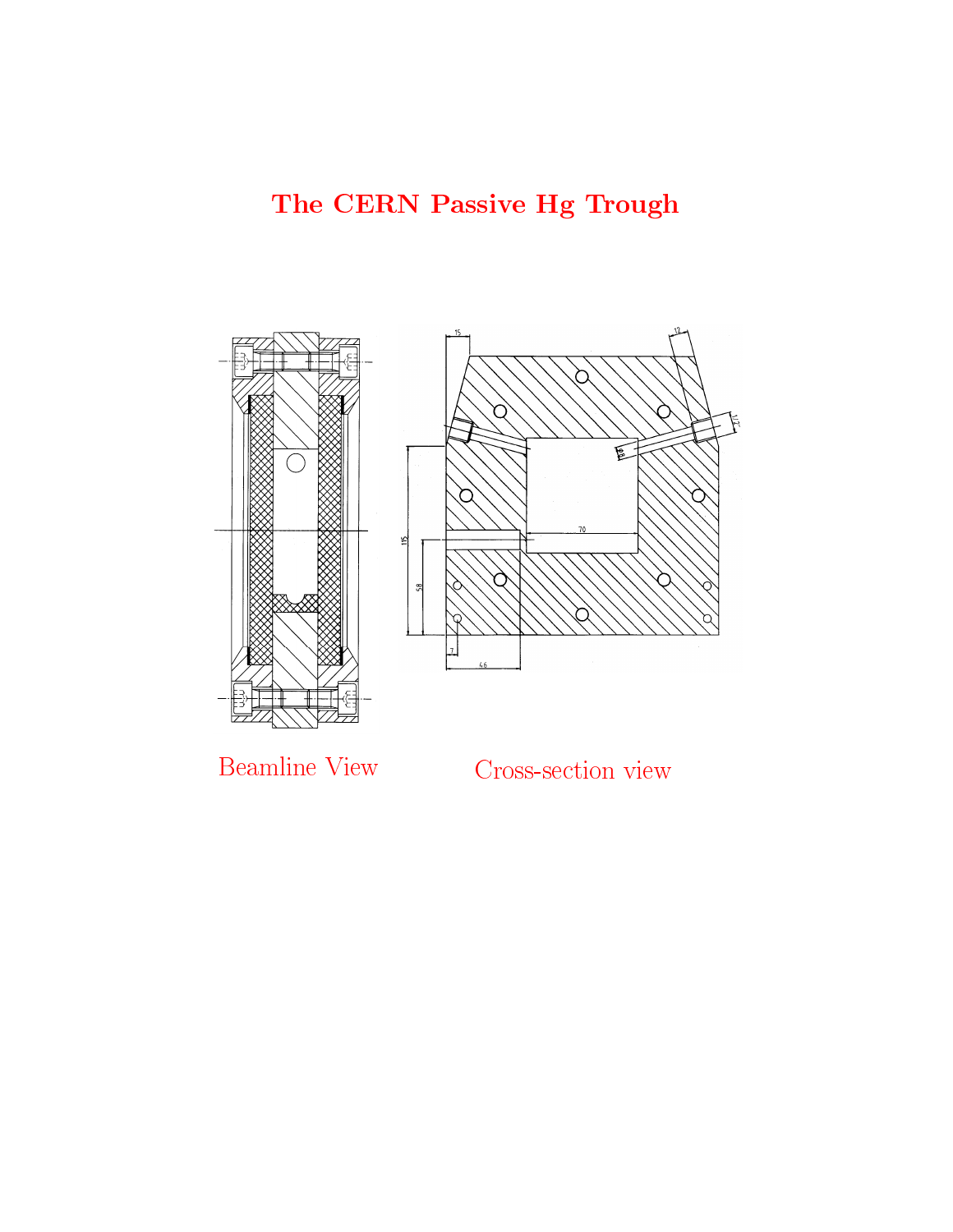# The CERN Passive Hg Trough

Beamline View

Cross-section view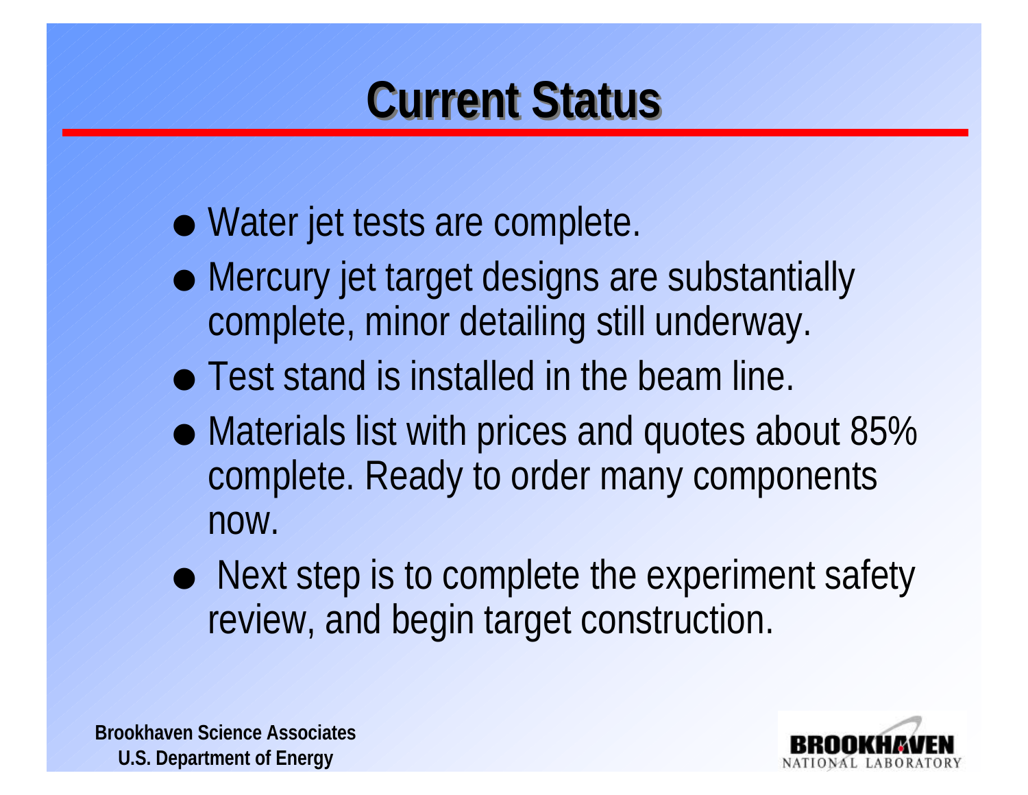# Current Status

- Water jet tests are complete.
- Mercury jet target designs are substantially complete, minor detailing still underway.
- Test stand is installed in the beam line.
- Materials list with prices and quotes about 85% complete. Ready to order many components now.
- Next step is to complete the experiment safety review, and begin target construction.

**Brookhaven Science Associates**
**U.S. Department of Energy**

BROOKHAVEN NATIONAL LABORATORY